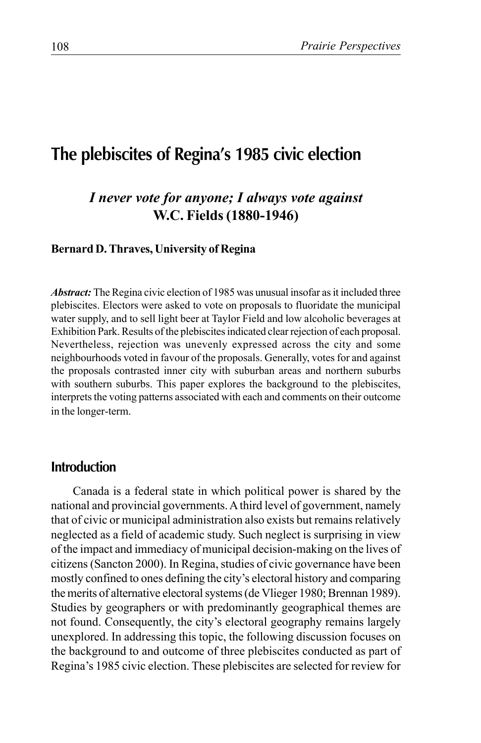# The plebiscites of Regina's 1985 civic election

***I never vote for anyone; I always vote against***
**W.C. Fields (1880-1946)**

**Bernard D. Thraves, University of Regina**

***Abstract:*** The Regina civic election of 1985 was unusual insofar as it included three plebiscites. Electors were asked to vote on proposals to fluoridate the municipal water supply, and to sell light beer at Taylor Field and low alcoholic beverages at Exhibition Park. Results of the plebiscites indicated clear rejection of each proposal. Nevertheless, rejection was unevenly expressed across the city and some neighbourhoods voted in favour of the proposals. Generally, votes for and against the proposals contrasted inner city with suburban areas and northern suburbs with southern suburbs. This paper explores the background to the plebiscites, interprets the voting patterns associated with each and comments on their outcome in the longer-term.

## Introduction

Canada is a federal state in which political power is shared by the national and provincial governments. A third level of government, namely that of civic or municipal administration also exists but remains relatively neglected as a field of academic study. Such neglect is surprising in view of the impact and immediacy of municipal decision-making on the lives of citizens (Sancton 2000). In Regina, studies of civic governance have been mostly confined to ones defining the city's electoral history and comparing the merits of alternative electoral systems (de Vlieger 1980; Brennan 1989). Studies by geographers or with predominantly geographical themes are not found. Consequently, the city's electoral geography remains largely unexplored. In addressing this topic, the following discussion focuses on the background to and outcome of three plebiscites conducted as part of Regina's 1985 civic election. These plebiscites are selected for review for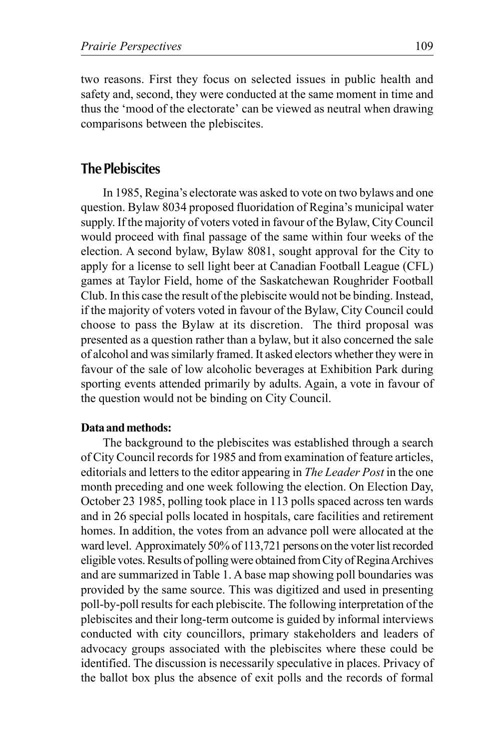two reasons. First they focus on selected issues in public health and safety and, second, they were conducted at the same moment in time and thus the 'mood of the electorate' can be viewed as neutral when drawing comparisons between the plebiscites.

## The Plebiscites

In 1985, Regina's electorate was asked to vote on two bylaws and one question. Bylaw 8034 proposed fluoridation of Regina's municipal water supply. If the majority of voters voted in favour of the Bylaw, City Council would proceed with final passage of the same within four weeks of the election. A second bylaw, Bylaw 8081, sought approval for the City to apply for a license to sell light beer at Canadian Football League (CFL) games at Taylor Field, home of the Saskatchewan Roughrider Football Club. In this case the result of the plebiscite would not be binding. Instead, if the majority of voters voted in favour of the Bylaw, City Council could choose to pass the Bylaw at its discretion. The third proposal was presented as a question rather than a bylaw, but it also concerned the sale of alcohol and was similarly framed. It asked electors whether they were in favour of the sale of low alcoholic beverages at Exhibition Park during sporting events attended primarily by adults. Again, a vote in favour of the question would not be binding on City Council.

### Data and methods:

The background to the plebiscites was established through a search of City Council records for 1985 and from examination of feature articles, editorials and letters to the editor appearing in *The Leader Post* in the one month preceding and one week following the election. On Election Day, October 23 1985, polling took place in 113 polls spaced across ten wards and in 26 special polls located in hospitals, care facilities and retirement homes. In addition, the votes from an advance poll were allocated at the ward level. Approximately 50% of 113,721 persons on the voter list recorded eligible votes. Results of polling were obtained from City of Regina Archives and are summarized in Table 1. A base map showing poll boundaries was provided by the same source. This was digitized and used in presenting poll-by-poll results for each plebiscite. The following interpretation of the plebiscites and their long-term outcome is guided by informal interviews conducted with city councillors, primary stakeholders and leaders of advocacy groups associated with the plebiscites where these could be identified. The discussion is necessarily speculative in places. Privacy of the ballot box plus the absence of exit polls and the records of formal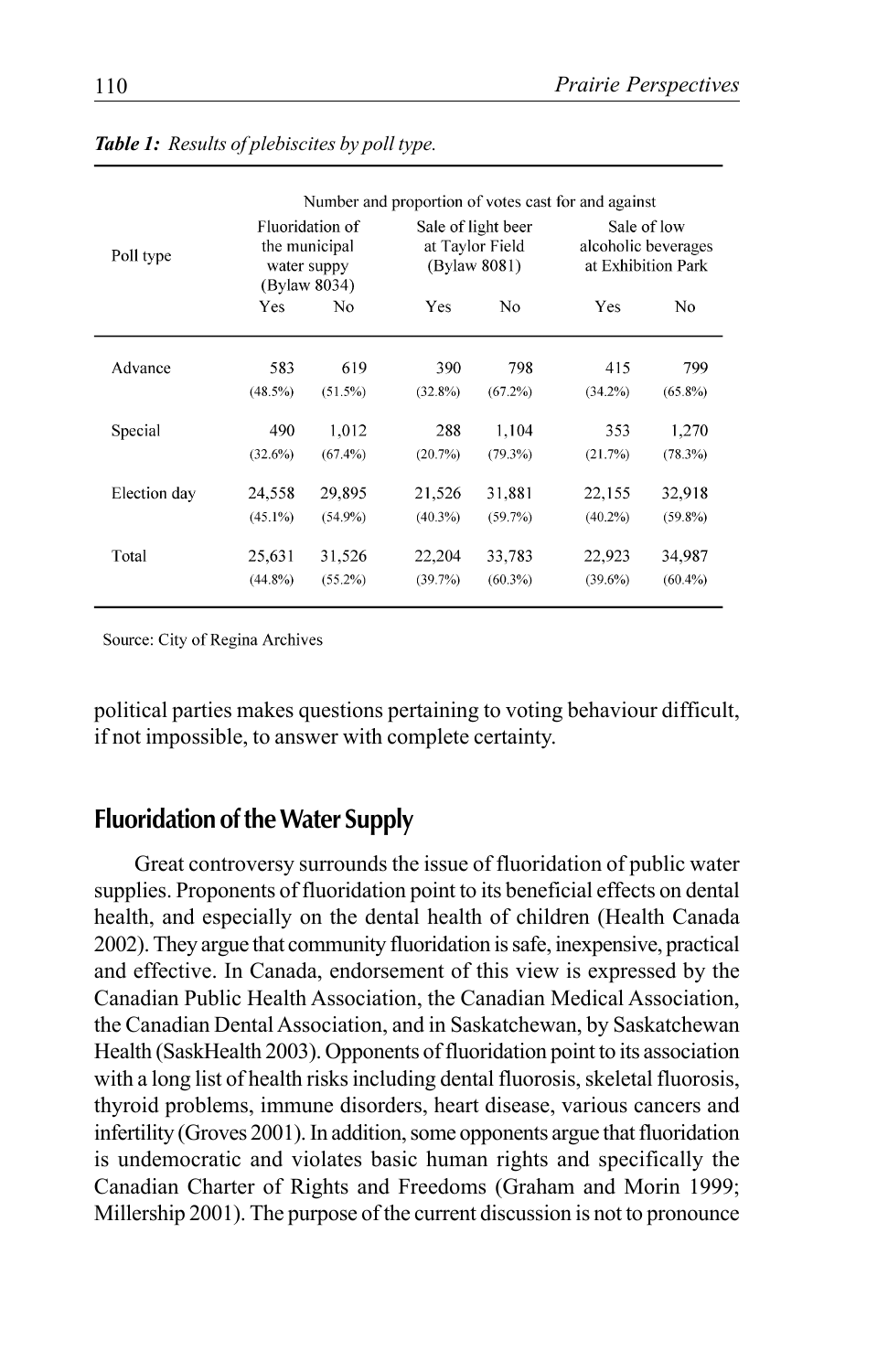*Table 1: Results of plebiscites by poll type.*

| Poll type | Number and proportion of votes cast for and against | | | | | |
|---|---|---|---|---|---|---|
| | Fluoridation of the municipal water suppy (Bylaw 8034) | | Sale of light beer at Taylor Field (Bylaw 8081) | | Sale of low alcoholic beverages at Exhibition Park | |
| | Yes | No | Yes | No | Yes | No |
| Advance | 583 (48.5%) | 619 (51.5%) | 390 (32.8%) | 798 (67.2%) | 415 (34.2%) | 799 (65.8%) |
| Special | 490 (32.6%) | 1,012 (67.4%) | 288 (20.7%) | 1,104 (79.3%) | 353 (21.7%) | 1,270 (78.3%) |
| Election day | 24,558 (45.1%) | 29,895 (54.9%) | 21,526 (40.3%) | 31,881 (59.7%) | 22,155 (40.2%) | 32,918 (59.8%) |
| Total | 25,631 (44.8%) | 31,526 (55.2%) | 22,204 (39.7%) | 33,783 (60.3%) | 22,923 (39.6%) | 34,987 (60.4%) |

Source: City of Regina Archives

political parties makes questions pertaining to voting behaviour difficult, if not impossible, to answer with complete certainty.

## Fluoridation of the Water Supply

Great controversy surrounds the issue of fluoridation of public water supplies. Proponents of fluoridation point to its beneficial effects on dental health, and especially on the dental health of children (Health Canada 2002). They argue that community fluoridation is safe, inexpensive, practical and effective. In Canada, endorsement of this view is expressed by the Canadian Public Health Association, the Canadian Medical Association, the Canadian Dental Association, and in Saskatchewan, by Saskatchewan Health (SaskHealth 2003). Opponents of fluoridation point to its association with a long list of health risks including dental fluorosis, skeletal fluorosis, thyroid problems, immune disorders, heart disease, various cancers and infertility (Groves 2001). In addition, some opponents argue that fluoridation is undemocratic and violates basic human rights and specifically the Canadian Charter of Rights and Freedoms (Graham and Morin 1999; Millership 2001). The purpose of the current discussion is not to pronounce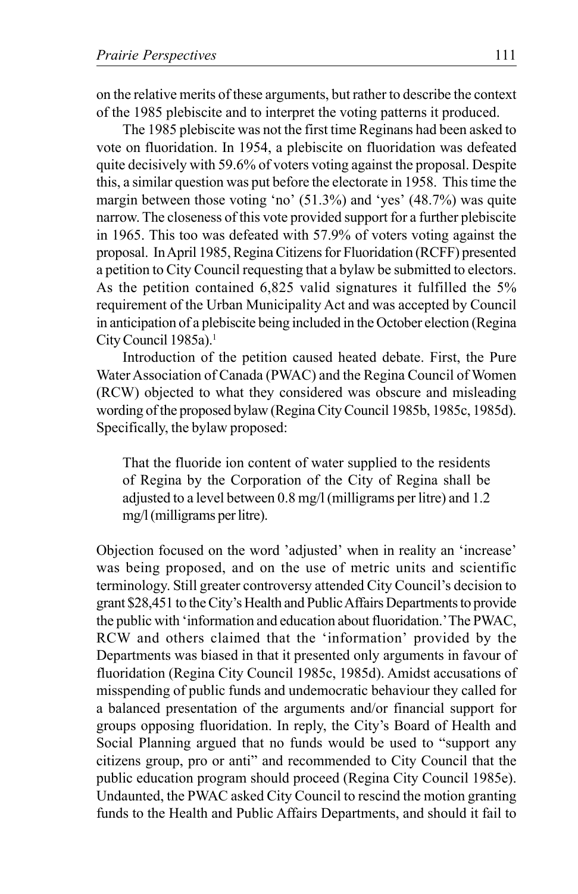on the relative merits of these arguments, but rather to describe the context of the 1985 plebiscite and to interpret the voting patterns it produced.

The 1985 plebiscite was not the first time Reginans had been asked to vote on fluoridation. In 1954, a plebiscite on fluoridation was defeated quite decisively with 59.6% of voters voting against the proposal. Despite this, a similar question was put before the electorate in 1958. This time the margin between those voting 'no' (51.3%) and 'yes' (48.7%) was quite narrow. The closeness of this vote provided support for a further plebiscite in 1965. This too was defeated with 57.9% of voters voting against the proposal. In April 1985, Regina Citizens for Fluoridation (RCFF) presented a petition to City Council requesting that a bylaw be submitted to electors. As the petition contained 6,825 valid signatures it fulfilled the 5% requirement of the Urban Municipality Act and was accepted by Council in anticipation of a plebiscite being included in the October election (Regina City Council 1985a).[1]

Introduction of the petition caused heated debate. First, the Pure Water Association of Canada (PWAC) and the Regina Council of Women (RCW) objected to what they considered was obscure and misleading wording of the proposed bylaw (Regina City Council 1985b, 1985c, 1985d). Specifically, the bylaw proposed:

> That the fluoride ion content of water supplied to the residents of Regina by the Corporation of the City of Regina shall be adjusted to a level between 0.8 mg/l (milligrams per litre) and 1.2 mg/l (milligrams per litre).

Objection focused on the word 'adjusted' when in reality an 'increase' was being proposed, and on the use of metric units and scientific terminology. Still greater controversy attended City Council's decision to grant $28,451 to the City's Health and Public Affairs Departments to provide the public with 'information and education about fluoridation.' The PWAC, RCW and others claimed that the 'information' provided by the Departments was biased in that it presented only arguments in favour of fluoridation (Regina City Council 1985c, 1985d). Amidst accusations of misspending of public funds and undemocratic behaviour they called for a balanced presentation of the arguments and/or financial support for groups opposing fluoridation. In reply, the City's Board of Health and Social Planning argued that no funds would be used to "support any citizens group, pro or anti" and recommended to City Council that the public education program should proceed (Regina City Council 1985e). Undaunted, the PWAC asked City Council to rescind the motion granting funds to the Health and Public Affairs Departments, and should it fail to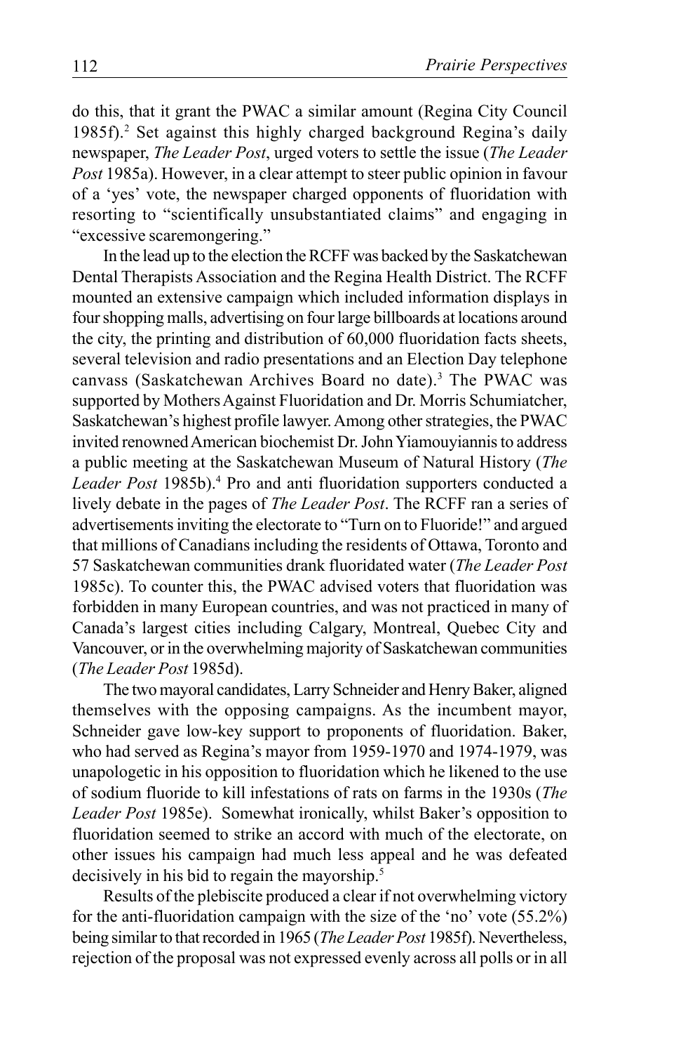do this, that it grant the PWAC a similar amount (Regina City Council 1985f).[2] Set against this highly charged background Regina's daily newspaper, *The Leader Post*, urged voters to settle the issue (*The Leader Post* 1985a). However, in a clear attempt to steer public opinion in favour of a 'yes' vote, the newspaper charged opponents of fluoridation with resorting to "scientifically unsubstantiated claims" and engaging in "excessive scaremongering."

In the lead up to the election the RCFF was backed by the Saskatchewan Dental Therapists Association and the Regina Health District. The RCFF mounted an extensive campaign which included information displays in four shopping malls, advertising on four large billboards at locations around the city, the printing and distribution of 60,000 fluoridation facts sheets, several television and radio presentations and an Election Day telephone canvass (Saskatchewan Archives Board no date).[3] The PWAC was supported by Mothers Against Fluoridation and Dr. Morris Schumiatcher, Saskatchewan's highest profile lawyer. Among other strategies, the PWAC invited renowned American biochemist Dr. John Yiamouyiannis to address a public meeting at the Saskatchewan Museum of Natural History (*The Leader Post* 1985b).[4] Pro and anti fluoridation supporters conducted a lively debate in the pages of *The Leader Post*. The RCFF ran a series of advertisements inviting the electorate to "Turn on to Fluoride!" and argued that millions of Canadians including the residents of Ottawa, Toronto and 57 Saskatchewan communities drank fluoridated water (*The Leader Post* 1985c). To counter this, the PWAC advised voters that fluoridation was forbidden in many European countries, and was not practiced in many of Canada's largest cities including Calgary, Montreal, Quebec City and Vancouver, or in the overwhelming majority of Saskatchewan communities (*The Leader Post* 1985d).

The two mayoral candidates, Larry Schneider and Henry Baker, aligned themselves with the opposing campaigns. As the incumbent mayor, Schneider gave low-key support to proponents of fluoridation. Baker, who had served as Regina's mayor from 1959-1970 and 1974-1979, was unapologetic in his opposition to fluoridation which he likened to the use of sodium fluoride to kill infestations of rats on farms in the 1930s (*The Leader Post* 1985e). Somewhat ironically, whilst Baker's opposition to fluoridation seemed to strike an accord with much of the electorate, on other issues his campaign had much less appeal and he was defeated decisively in his bid to regain the mayorship.[5]

Results of the plebiscite produced a clear if not overwhelming victory for the anti-fluoridation campaign with the size of the 'no' vote (55.2%) being similar to that recorded in 1965 (*The Leader Post* 1985f). Nevertheless, rejection of the proposal was not expressed evenly across all polls or in all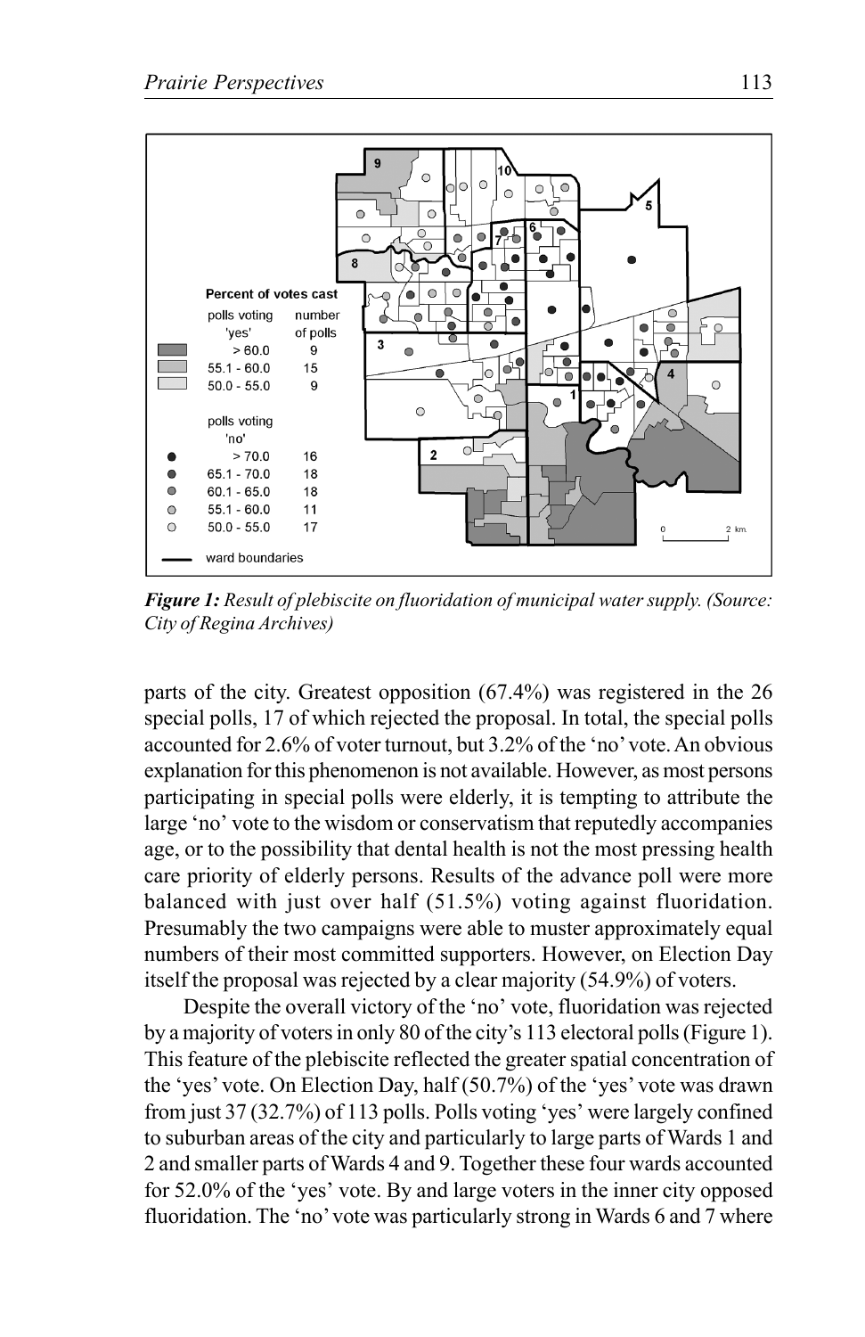*Figure 1: Result of plebiscite on fluoridation of municipal water supply. (Source: City of Regina Archives)*

parts of the city. Greatest opposition (67.4%) was registered in the 26 special polls, 17 of which rejected the proposal. In total, the special polls accounted for 2.6% of voter turnout, but 3.2% of the 'no' vote. An obvious explanation for this phenomenon is not available. However, as most persons participating in special polls were elderly, it is tempting to attribute the large 'no' vote to the wisdom or conservatism that reputedly accompanies age, or to the possibility that dental health is not the most pressing health care priority of elderly persons. Results of the advance poll were more balanced with just over half (51.5%) voting against fluoridation. Presumably the two campaigns were able to muster approximately equal numbers of their most committed supporters. However, on Election Day itself the proposal was rejected by a clear majority (54.9%) of voters.

Despite the overall victory of the 'no' vote, fluoridation was rejected by a majority of voters in only 80 of the city's 113 electoral polls (Figure 1). This feature of the plebiscite reflected the greater spatial concentration of the 'yes' vote. On Election Day, half (50.7%) of the 'yes' vote was drawn from just 37 (32.7%) of 113 polls. Polls voting 'yes' were largely confined to suburban areas of the city and particularly to large parts of Wards 1 and 2 and smaller parts of Wards 4 and 9. Together these four wards accounted for 52.0% of the 'yes' vote. By and large voters in the inner city opposed fluoridation. The 'no' vote was particularly strong in Wards 6 and 7 where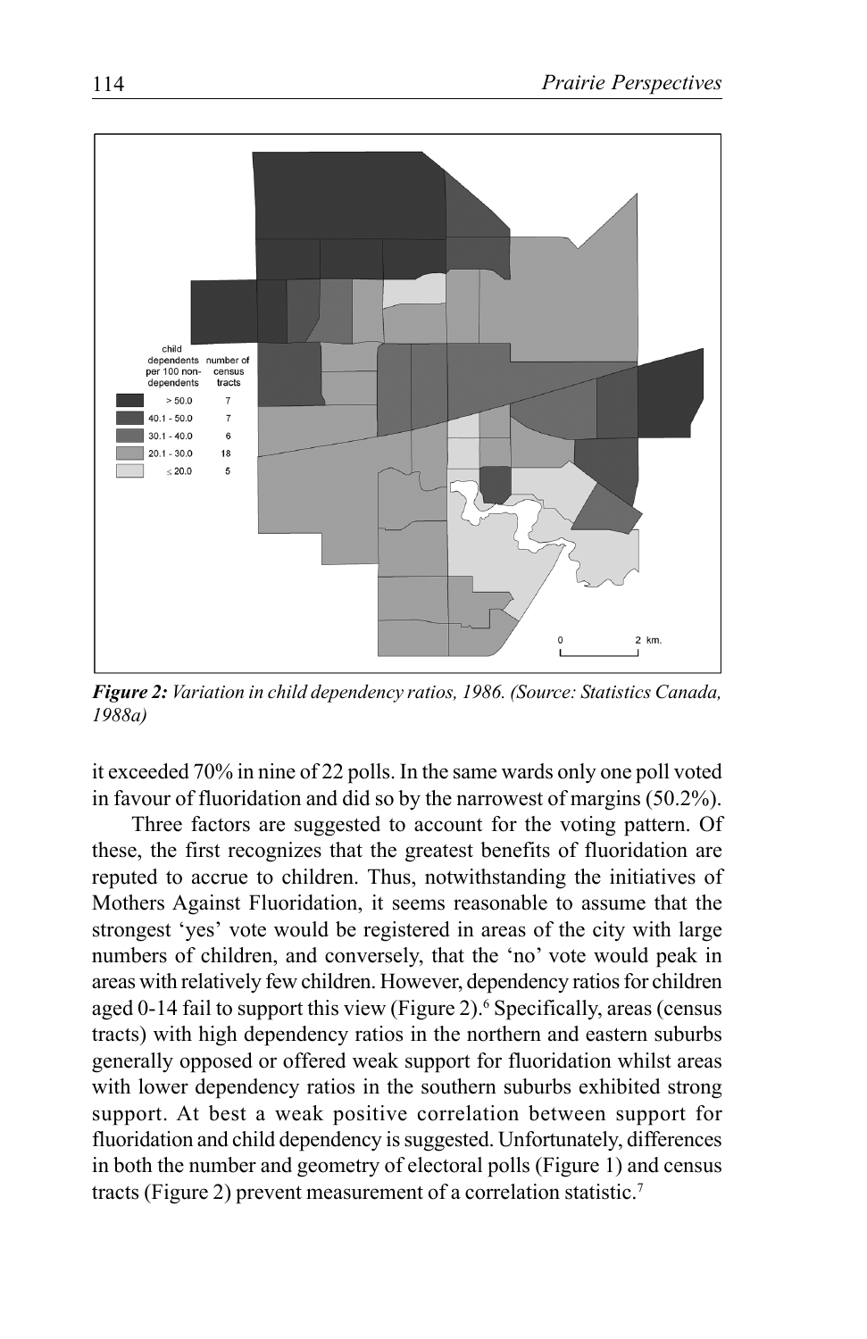*Figure 2: Variation in child dependency ratios, 1986. (Source: Statistics Canada, 1988a)*

it exceeded 70% in nine of 22 polls. In the same wards only one poll voted in favour of fluoridation and did so by the narrowest of margins (50.2%).

Three factors are suggested to account for the voting pattern. Of these, the first recognizes that the greatest benefits of fluoridation are reputed to accrue to children. Thus, notwithstanding the initiatives of Mothers Against Fluoridation, it seems reasonable to assume that the strongest 'yes' vote would be registered in areas of the city with large numbers of children, and conversely, that the 'no' vote would peak in areas with relatively few children. However, dependency ratios for children aged 0-14 fail to support this view (Figure 2).[6] Specifically, areas (census tracts) with high dependency ratios in the northern and eastern suburbs generally opposed or offered weak support for fluoridation whilst areas with lower dependency ratios in the southern suburbs exhibited strong support. At best a weak positive correlation between support for fluoridation and child dependency is suggested. Unfortunately, differences in both the number and geometry of electoral polls (Figure 1) and census tracts (Figure 2) prevent measurement of a correlation statistic.[7]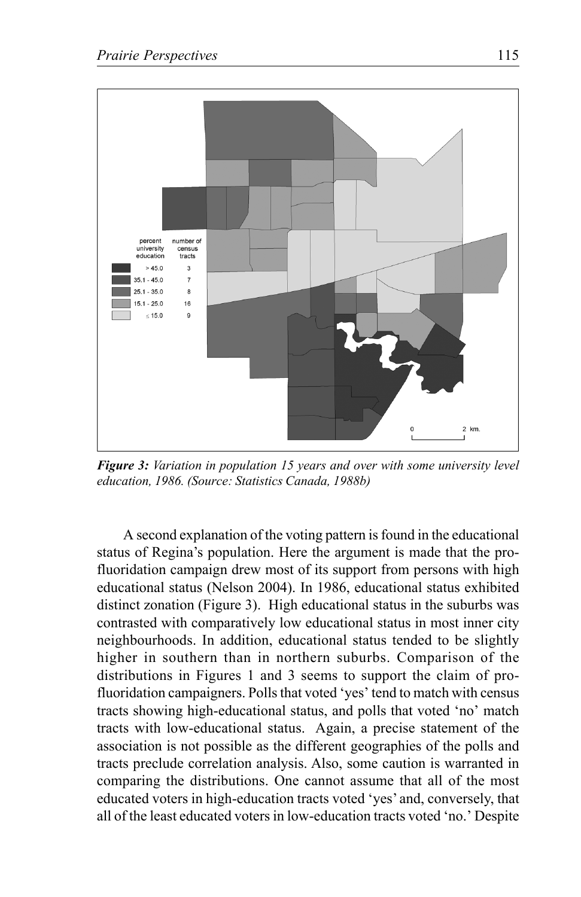*Figure 3: Variation in population 15 years and over with some university level education, 1986. (Source: Statistics Canada, 1988b)*

A second explanation of the voting pattern is found in the educational status of Regina's population. Here the argument is made that the pro-fluoridation campaign drew most of its support from persons with high educational status (Nelson 2004). In 1986, educational status exhibited distinct zonation (Figure 3). High educational status in the suburbs was contrasted with comparatively low educational status in most inner city neighbourhoods. In addition, educational status tended to be slightly higher in southern than in northern suburbs. Comparison of the distributions in Figures 1 and 3 seems to support the claim of pro-fluoridation campaigners. Polls that voted 'yes' tend to match with census tracts showing high-educational status, and polls that voted 'no' match tracts with low-educational status. Again, a precise statement of the association is not possible as the different geographies of the polls and tracts preclude correlation analysis. Also, some caution is warranted in comparing the distributions. One cannot assume that all of the most educated voters in high-education tracts voted 'yes' and, conversely, that all of the least educated voters in low-education tracts voted 'no.' Despite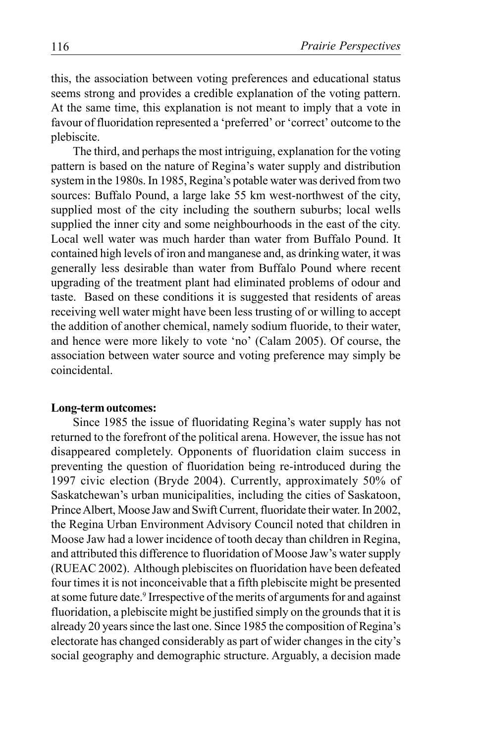this, the association between voting preferences and educational status seems strong and provides a credible explanation of the voting pattern. At the same time, this explanation is not meant to imply that a vote in favour of fluoridation represented a 'preferred' or 'correct' outcome to the plebiscite.

The third, and perhaps the most intriguing, explanation for the voting pattern is based on the nature of Regina's water supply and distribution system in the 1980s. In 1985, Regina's potable water was derived from two sources: Buffalo Pound, a large lake 55 km west-northwest of the city, supplied most of the city including the southern suburbs; local wells supplied the inner city and some neighbourhoods in the east of the city. Local well water was much harder than water from Buffalo Pound. It contained high levels of iron and manganese and, as drinking water, it was generally less desirable than water from Buffalo Pound where recent upgrading of the treatment plant had eliminated problems of odour and taste. Based on these conditions it is suggested that residents of areas receiving well water might have been less trusting of or willing to accept the addition of another chemical, namely sodium fluoride, to their water, and hence were more likely to vote 'no' (Calam 2005). Of course, the association between water source and voting preference may simply be coincidental.

**Long-term outcomes:**

Since 1985 the issue of fluoridating Regina's water supply has not returned to the forefront of the political arena. However, the issue has not disappeared completely. Opponents of fluoridation claim success in preventing the question of fluoridation being re-introduced during the 1997 civic election (Bryde 2004). Currently, approximately 50% of Saskatchewan's urban municipalities, including the cities of Saskatoon, Prince Albert, Moose Jaw and Swift Current, fluoridate their water. In 2002, the Regina Urban Environment Advisory Council noted that children in Moose Jaw had a lower incidence of tooth decay than children in Regina, and attributed this difference to fluoridation of Moose Jaw's water supply (RUEAC 2002). Although plebiscites on fluoridation have been defeated four times it is not inconceivable that a fifth plebiscite might be presented at some future date.[9] Irrespective of the merits of arguments for and against fluoridation, a plebiscite might be justified simply on the grounds that it is already 20 years since the last one. Since 1985 the composition of Regina's electorate has changed considerably as part of wider changes in the city's social geography and demographic structure. Arguably, a decision made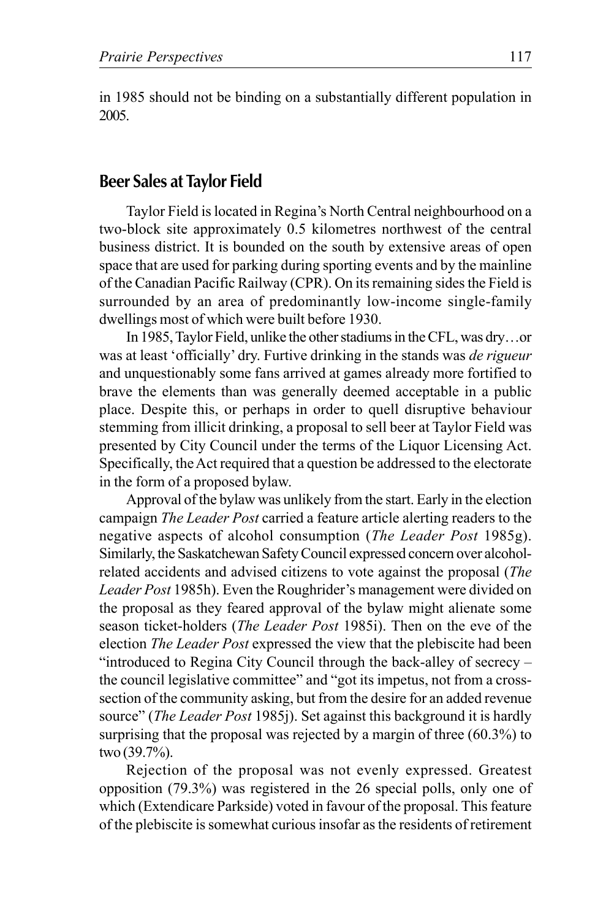in 1985 should not be binding on a substantially different population in 2005.

## Beer Sales at Taylor Field

Taylor Field is located in Regina's North Central neighbourhood on a two-block site approximately 0.5 kilometres northwest of the central business district. It is bounded on the south by extensive areas of open space that are used for parking during sporting events and by the mainline of the Canadian Pacific Railway (CPR). On its remaining sides the Field is surrounded by an area of predominantly low-income single-family dwellings most of which were built before 1930.

In 1985, Taylor Field, unlike the other stadiums in the CFL, was dry…or was at least 'officially' dry. Furtive drinking in the stands was *de rigueur* and unquestionably some fans arrived at games already more fortified to brave the elements than was generally deemed acceptable in a public place. Despite this, or perhaps in order to quell disruptive behaviour stemming from illicit drinking, a proposal to sell beer at Taylor Field was presented by City Council under the terms of the Liquor Licensing Act. Specifically, the Act required that a question be addressed to the electorate in the form of a proposed bylaw.

Approval of the bylaw was unlikely from the start. Early in the election campaign *The Leader Post* carried a feature article alerting readers to the negative aspects of alcohol consumption (*The Leader Post* 1985g). Similarly, the Saskatchewan Safety Council expressed concern over alcohol-related accidents and advised citizens to vote against the proposal (*The Leader Post* 1985h). Even the Roughrider's management were divided on the proposal as they feared approval of the bylaw might alienate some season ticket-holders (*The Leader Post* 1985i). Then on the eve of the election *The Leader Post* expressed the view that the plebiscite had been "introduced to Regina City Council through the back-alley of secrecy – the council legislative committee" and "got its impetus, not from a cross-section of the community asking, but from the desire for an added revenue source" (*The Leader Post* 1985j). Set against this background it is hardly surprising that the proposal was rejected by a margin of three (60.3%) to two (39.7%).

Rejection of the proposal was not evenly expressed. Greatest opposition (79.3%) was registered in the 26 special polls, only one of which (Extendicare Parkside) voted in favour of the proposal. This feature of the plebiscite is somewhat curious insofar as the residents of retirement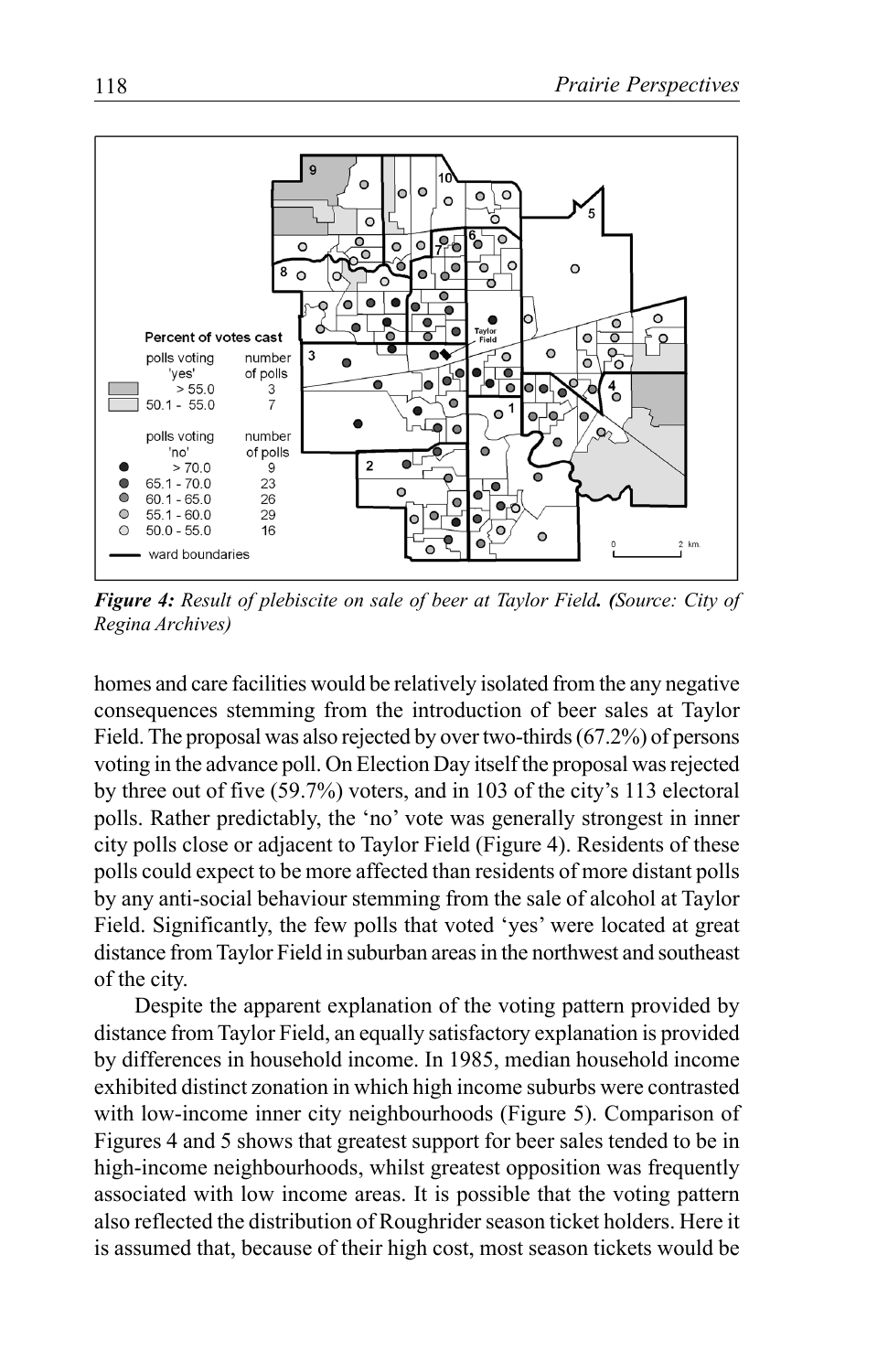*Figure 4: Result of plebiscite on sale of beer at Taylor Field. (Source: City of Regina Archives)*

homes and care facilities would be relatively isolated from the any negative consequences stemming from the introduction of beer sales at Taylor Field. The proposal was also rejected by over two-thirds (67.2%) of persons voting in the advance poll. On Election Day itself the proposal was rejected by three out of five (59.7%) voters, and in 103 of the city's 113 electoral polls. Rather predictably, the 'no' vote was generally strongest in inner city polls close or adjacent to Taylor Field (Figure 4). Residents of these polls could expect to be more affected than residents of more distant polls by any anti-social behaviour stemming from the sale of alcohol at Taylor Field. Significantly, the few polls that voted 'yes' were located at great distance from Taylor Field in suburban areas in the northwest and southeast of the city.

Despite the apparent explanation of the voting pattern provided by distance from Taylor Field, an equally satisfactory explanation is provided by differences in household income. In 1985, median household income exhibited distinct zonation in which high income suburbs were contrasted with low-income inner city neighbourhoods (Figure 5). Comparison of Figures 4 and 5 shows that greatest support for beer sales tended to be in high-income neighbourhoods, whilst greatest opposition was frequently associated with low income areas. It is possible that the voting pattern also reflected the distribution of Roughrider season ticket holders. Here it is assumed that, because of their high cost, most season tickets would be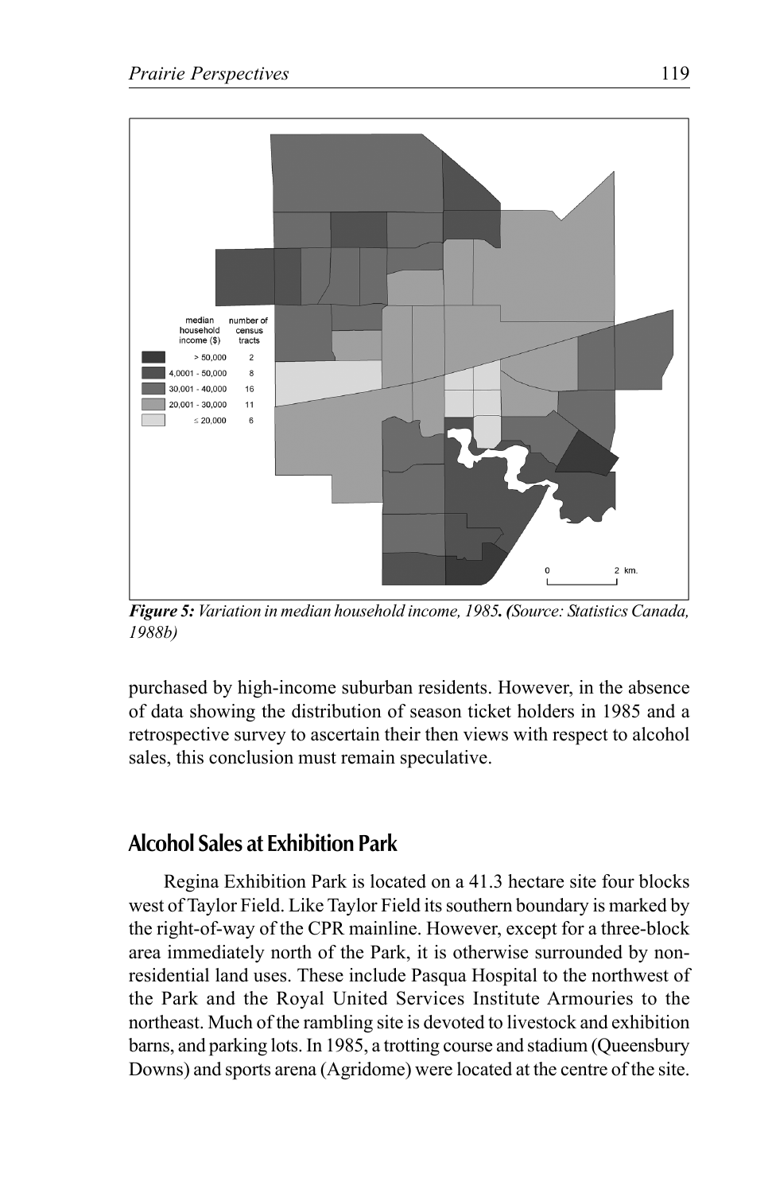*Figure 5: Variation in median household income, 1985. (Source: Statistics Canada, 1988b)*

purchased by high-income suburban residents. However, in the absence of data showing the distribution of season ticket holders in 1985 and a retrospective survey to ascertain their then views with respect to alcohol sales, this conclusion must remain speculative.

## Alcohol Sales at Exhibition Park

Regina Exhibition Park is located on a 41.3 hectare site four blocks west of Taylor Field. Like Taylor Field its southern boundary is marked by the right-of-way of the CPR mainline. However, except for a three-block area immediately north of the Park, it is otherwise surrounded by non-residential land uses. These include Pasqua Hospital to the northwest of the Park and the Royal United Services Institute Armouries to the northeast. Much of the rambling site is devoted to livestock and exhibition barns, and parking lots. In 1985, a trotting course and stadium (Queensbury Downs) and sports arena (Agridome) were located at the centre of the site.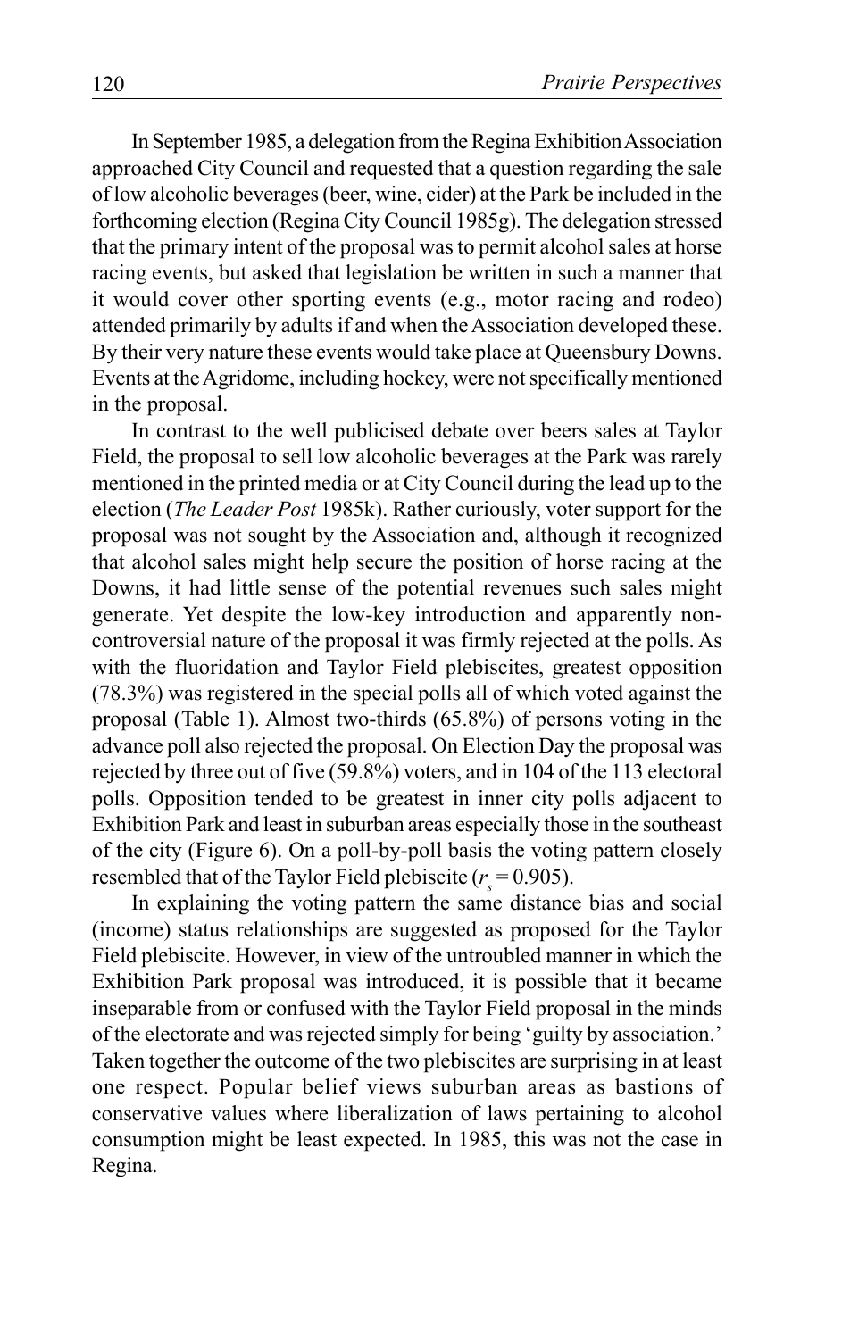In September 1985, a delegation from the Regina Exhibition Association approached City Council and requested that a question regarding the sale of low alcoholic beverages (beer, wine, cider) at the Park be included in the forthcoming election (Regina City Council 1985g). The delegation stressed that the primary intent of the proposal was to permit alcohol sales at horse racing events, but asked that legislation be written in such a manner that it would cover other sporting events (e.g., motor racing and rodeo) attended primarily by adults if and when the Association developed these. By their very nature these events would take place at Queensbury Downs. Events at the Agridome, including hockey, were not specifically mentioned in the proposal.

In contrast to the well publicised debate over beers sales at Taylor Field, the proposal to sell low alcoholic beverages at the Park was rarely mentioned in the printed media or at City Council during the lead up to the election (*The Leader Post* 1985k). Rather curiously, voter support for the proposal was not sought by the Association and, although it recognized that alcohol sales might help secure the position of horse racing at the Downs, it had little sense of the potential revenues such sales might generate. Yet despite the low-key introduction and apparently non-controversial nature of the proposal it was firmly rejected at the polls. As with the fluoridation and Taylor Field plebiscites, greatest opposition (78.3%) was registered in the special polls all of which voted against the proposal (Table 1). Almost two-thirds (65.8%) of persons voting in the advance poll also rejected the proposal. On Election Day the proposal was rejected by three out of five (59.8%) voters, and in 104 of the 113 electoral polls. Opposition tended to be greatest in inner city polls adjacent to Exhibition Park and least in suburban areas especially those in the southeast of the city (Figure 6). On a poll-by-poll basis the voting pattern closely resembled that of the Taylor Field plebiscite ($r_s = 0.905$).

In explaining the voting pattern the same distance bias and social (income) status relationships are suggested as proposed for the Taylor Field plebiscite. However, in view of the untroubled manner in which the Exhibition Park proposal was introduced, it is possible that it became inseparable from or confused with the Taylor Field proposal in the minds of the electorate and was rejected simply for being 'guilty by association.' Taken together the outcome of the two plebiscites are surprising in at least one respect. Popular belief views suburban areas as bastions of conservative values where liberalization of laws pertaining to alcohol consumption might be least expected. In 1985, this was not the case in Regina.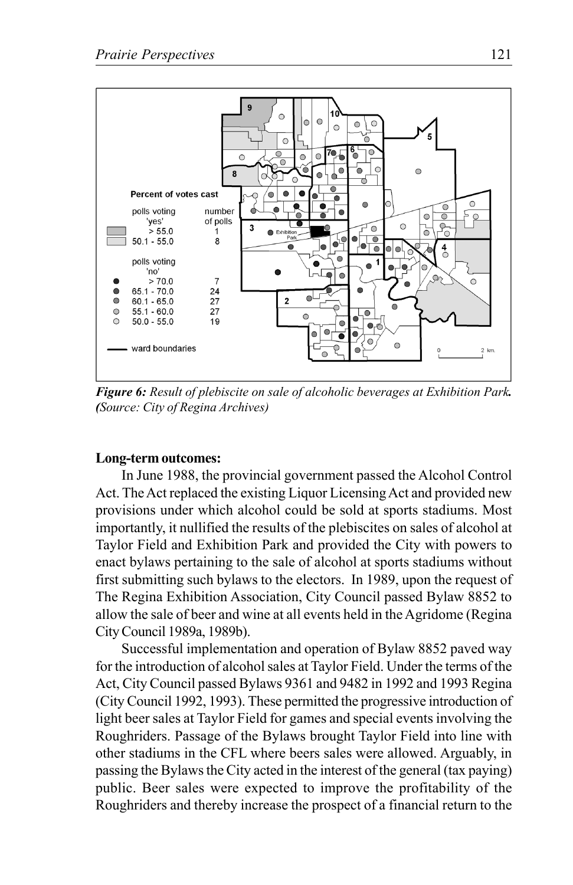*Figure 6: Result of plebiscite on sale of alcoholic beverages at Exhibition Park. (Source: City of Regina Archives)*

**Long-term outcomes:**

In June 1988, the provincial government passed the Alcohol Control Act. The Act replaced the existing Liquor Licensing Act and provided new provisions under which alcohol could be sold at sports stadiums. Most importantly, it nullified the results of the plebiscites on sales of alcohol at Taylor Field and Exhibition Park and provided the City with powers to enact bylaws pertaining to the sale of alcohol at sports stadiums without first submitting such bylaws to the electors. In 1989, upon the request of The Regina Exhibition Association, City Council passed Bylaw 8852 to allow the sale of beer and wine at all events held in the Agridome (Regina City Council 1989a, 1989b).

Successful implementation and operation of Bylaw 8852 paved way for the introduction of alcohol sales at Taylor Field. Under the terms of the Act, City Council passed Bylaws 9361 and 9482 in 1992 and 1993 Regina (City Council 1992, 1993). These permitted the progressive introduction of light beer sales at Taylor Field for games and special events involving the Roughriders. Passage of the Bylaws brought Taylor Field into line with other stadiums in the CFL where beers sales were allowed. Arguably, in passing the Bylaws the City acted in the interest of the general (tax paying) public. Beer sales were expected to improve the profitability of the Roughriders and thereby increase the prospect of a financial return to the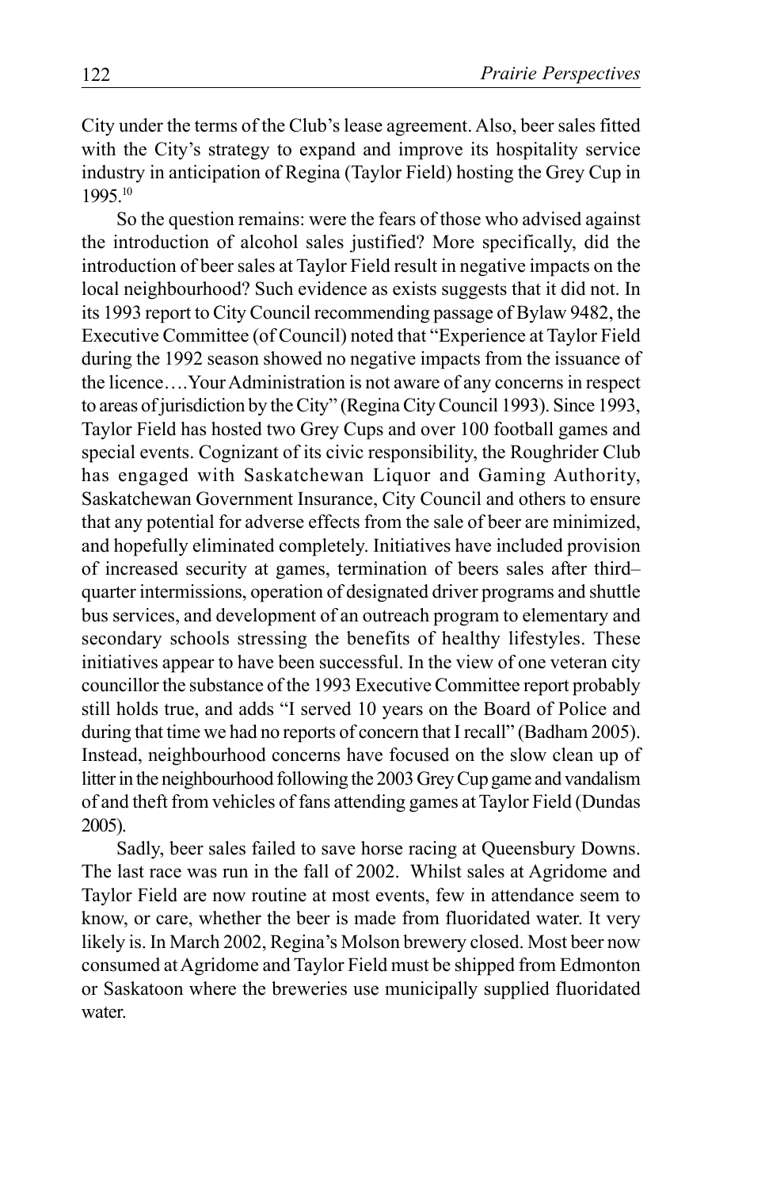City under the terms of the Club's lease agreement. Also, beer sales fitted with the City's strategy to expand and improve its hospitality service industry in anticipation of Regina (Taylor Field) hosting the Grey Cup in 1995.[10]

So the question remains: were the fears of those who advised against the introduction of alcohol sales justified? More specifically, did the introduction of beer sales at Taylor Field result in negative impacts on the local neighbourhood? Such evidence as exists suggests that it did not. In its 1993 report to City Council recommending passage of Bylaw 9482, the Executive Committee (of Council) noted that "Experience at Taylor Field during the 1992 season showed no negative impacts from the issuance of the licence….Your Administration is not aware of any concerns in respect to areas of jurisdiction by the City" (Regina City Council 1993). Since 1993, Taylor Field has hosted two Grey Cups and over 100 football games and special events. Cognizant of its civic responsibility, the Roughrider Club has engaged with Saskatchewan Liquor and Gaming Authority, Saskatchewan Government Insurance, City Council and others to ensure that any potential for adverse effects from the sale of beer are minimized, and hopefully eliminated completely. Initiatives have included provision of increased security at games, termination of beers sales after third–quarter intermissions, operation of designated driver programs and shuttle bus services, and development of an outreach program to elementary and secondary schools stressing the benefits of healthy lifestyles. These initiatives appear to have been successful. In the view of one veteran city councillor the substance of the 1993 Executive Committee report probably still holds true, and adds "I served 10 years on the Board of Police and during that time we had no reports of concern that I recall" (Badham 2005). Instead, neighbourhood concerns have focused on the slow clean up of litter in the neighbourhood following the 2003 Grey Cup game and vandalism of and theft from vehicles of fans attending games at Taylor Field (Dundas 2005).

Sadly, beer sales failed to save horse racing at Queensbury Downs. The last race was run in the fall of 2002. Whilst sales at Agridome and Taylor Field are now routine at most events, few in attendance seem to know, or care, whether the beer is made from fluoridated water. It very likely is. In March 2002, Regina's Molson brewery closed. Most beer now consumed at Agridome and Taylor Field must be shipped from Edmonton or Saskatoon where the breweries use municipally supplied fluoridated water.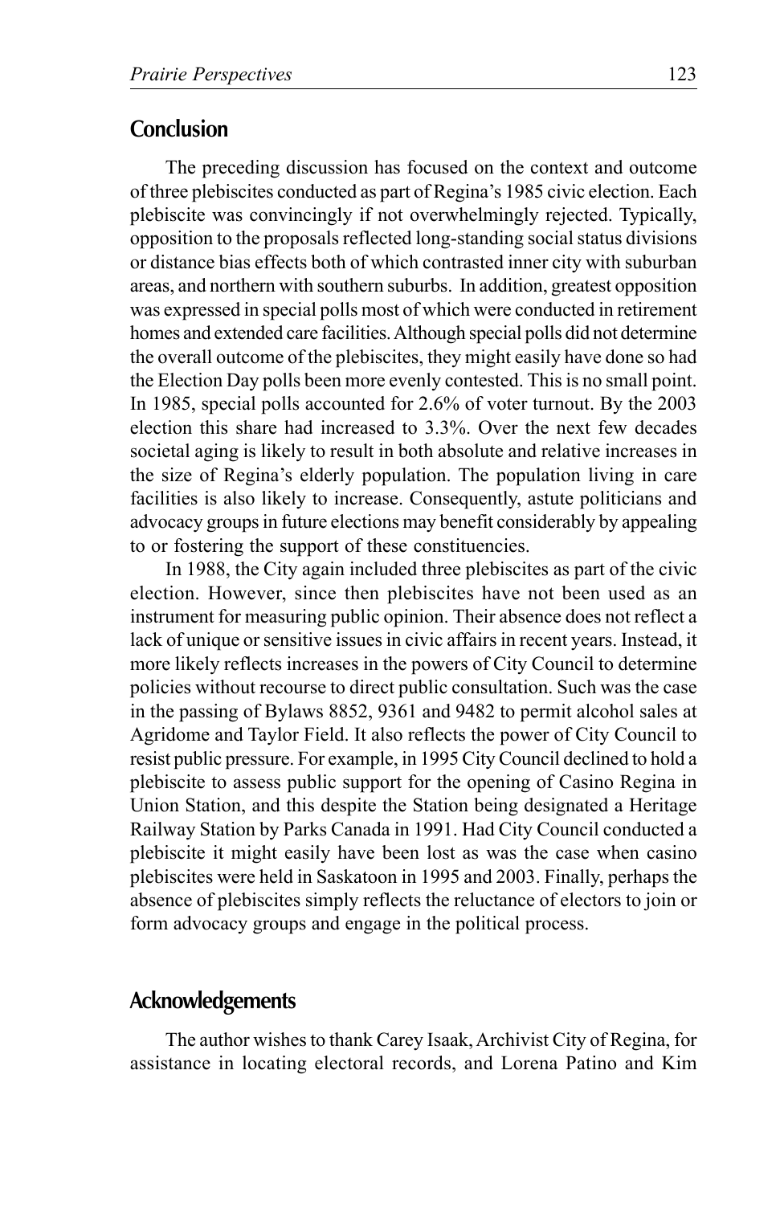## Conclusion

The preceding discussion has focused on the context and outcome of three plebiscites conducted as part of Regina's 1985 civic election. Each plebiscite was convincingly if not overwhelmingly rejected. Typically, opposition to the proposals reflected long-standing social status divisions or distance bias effects both of which contrasted inner city with suburban areas, and northern with southern suburbs. In addition, greatest opposition was expressed in special polls most of which were conducted in retirement homes and extended care facilities. Although special polls did not determine the overall outcome of the plebiscites, they might easily have done so had the Election Day polls been more evenly contested. This is no small point. In 1985, special polls accounted for 2.6% of voter turnout. By the 2003 election this share had increased to 3.3%. Over the next few decades societal aging is likely to result in both absolute and relative increases in the size of Regina's elderly population. The population living in care facilities is also likely to increase. Consequently, astute politicians and advocacy groups in future elections may benefit considerably by appealing to or fostering the support of these constituencies.

In 1988, the City again included three plebiscites as part of the civic election. However, since then plebiscites have not been used as an instrument for measuring public opinion. Their absence does not reflect a lack of unique or sensitive issues in civic affairs in recent years. Instead, it more likely reflects increases in the powers of City Council to determine policies without recourse to direct public consultation. Such was the case in the passing of Bylaws 8852, 9361 and 9482 to permit alcohol sales at Agridome and Taylor Field. It also reflects the power of City Council to resist public pressure. For example, in 1995 City Council declined to hold a plebiscite to assess public support for the opening of Casino Regina in Union Station, and this despite the Station being designated a Heritage Railway Station by Parks Canada in 1991. Had City Council conducted a plebiscite it might easily have been lost as was the case when casino plebiscites were held in Saskatoon in 1995 and 2003. Finally, perhaps the absence of plebiscites simply reflects the reluctance of electors to join or form advocacy groups and engage in the political process.

## Acknowledgements

The author wishes to thank Carey Isaak, Archivist City of Regina, for assistance in locating electoral records, and Lorena Patino and Kim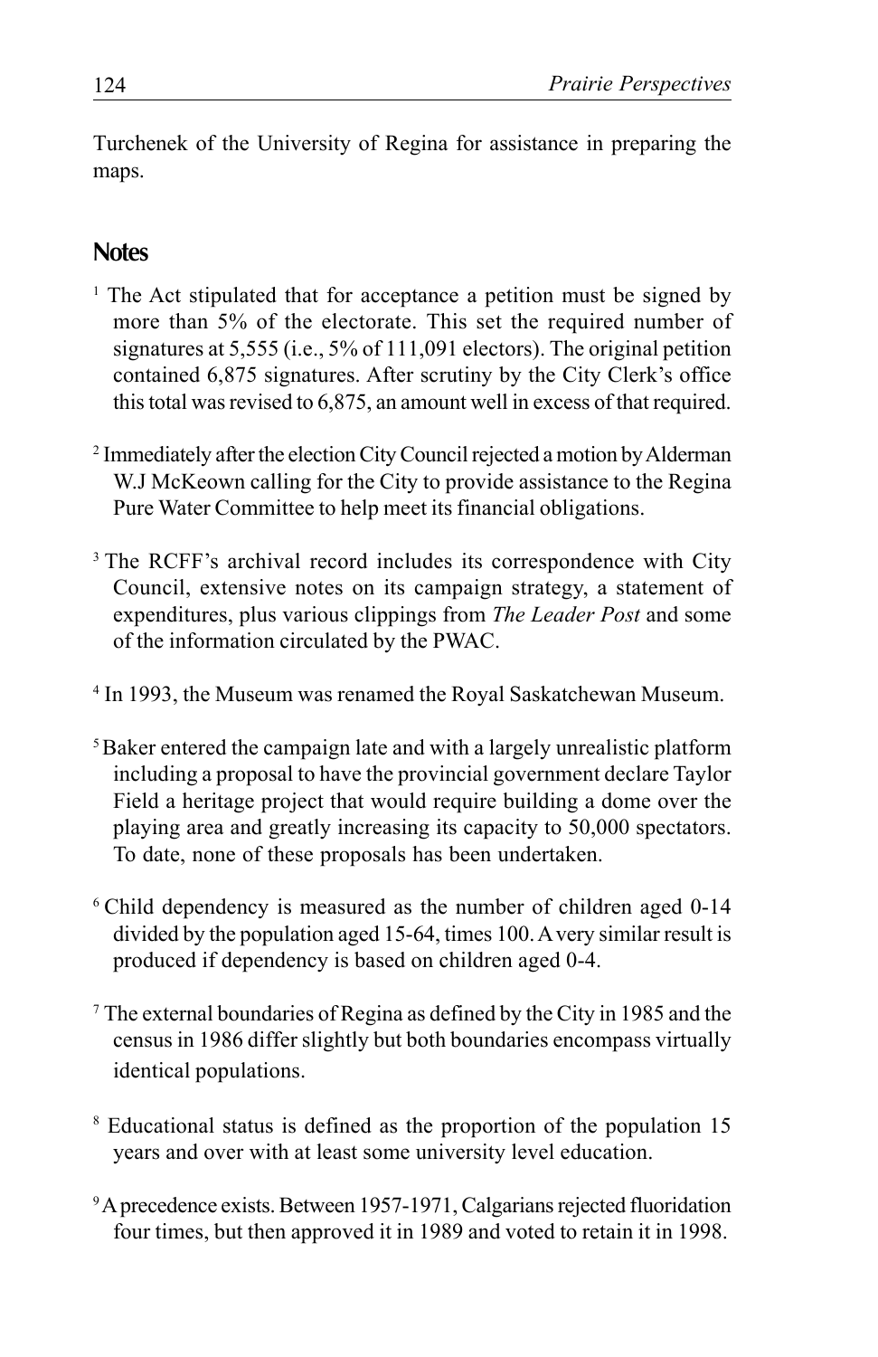Turchenek of the University of Regina for assistance in preparing the maps.

## Notes

[1] The Act stipulated that for acceptance a petition must be signed by more than 5% of the electorate. This set the required number of signatures at 5,555 (i.e., 5% of 111,091 electors). The original petition contained 6,875 signatures. After scrutiny by the City Clerk's office this total was revised to 6,875, an amount well in excess of that required.

[2] Immediately after the election City Council rejected a motion by Alderman W.J McKeown calling for the City to provide assistance to the Regina Pure Water Committee to help meet its financial obligations.

[3] The RCFF's archival record includes its correspondence with City Council, extensive notes on its campaign strategy, a statement of expenditures, plus various clippings from *The Leader Post* and some of the information circulated by the PWAC.

[4] In 1993, the Museum was renamed the Royal Saskatchewan Museum.

[5] Baker entered the campaign late and with a largely unrealistic platform including a proposal to have the provincial government declare Taylor Field a heritage project that would require building a dome over the playing area and greatly increasing its capacity to 50,000 spectators. To date, none of these proposals has been undertaken.

[6] Child dependency is measured as the number of children aged 0-14 divided by the population aged 15-64, times 100. A very similar result is produced if dependency is based on children aged 0-4.

[7] The external boundaries of Regina as defined by the City in 1985 and the census in 1986 differ slightly but both boundaries encompass virtually identical populations.

[8] Educational status is defined as the proportion of the population 15 years and over with at least some university level education.

[9] A precedence exists. Between 1957-1971, Calgarians rejected fluoridation four times, but then approved it in 1989 and voted to retain it in 1998.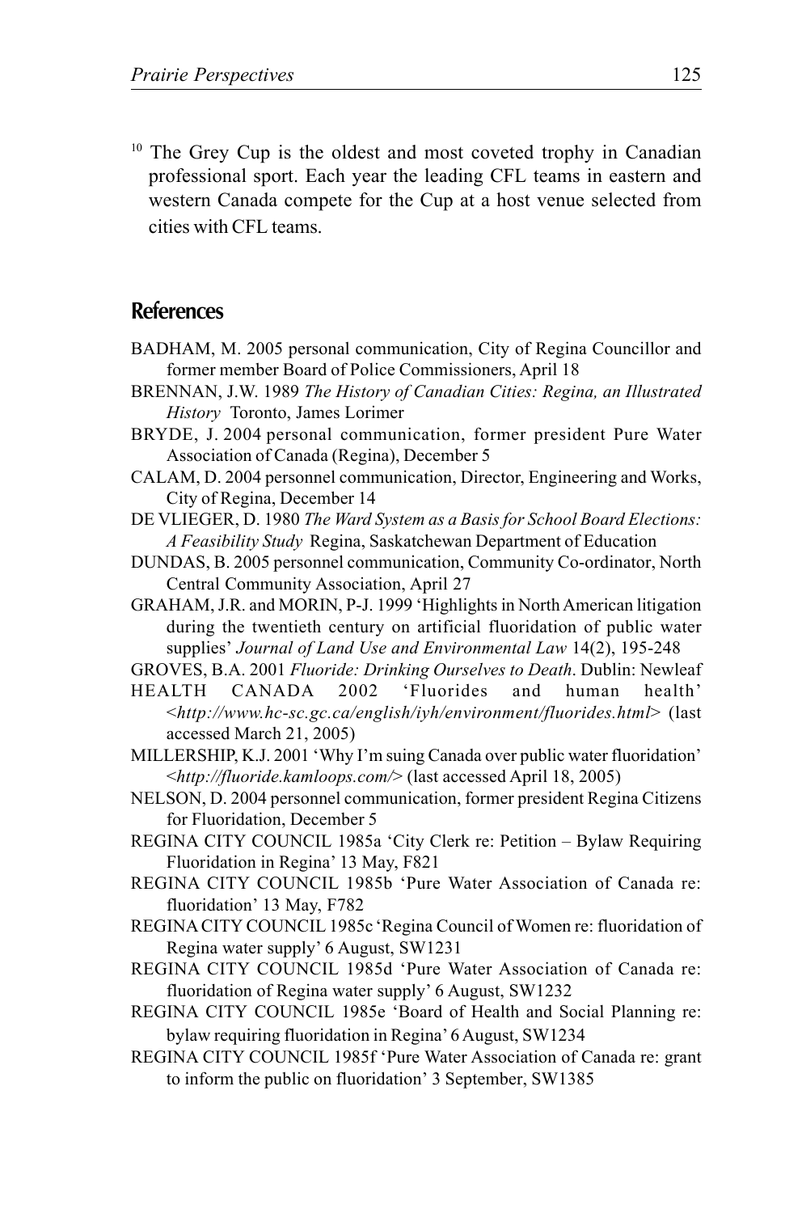[10] The Grey Cup is the oldest and most coveted trophy in Canadian professional sport. Each year the leading CFL teams in eastern and western Canada compete for the Cup at a host venue selected from cities with CFL teams.

## References

BADHAM, M. 2005 personal communication, City of Regina Councillor and former member Board of Police Commissioners, April 18

BRENNAN, J.W. 1989 *The History of Canadian Cities: Regina, an Illustrated History* Toronto, James Lorimer

BRYDE, J. 2004 personal communication, former president Pure Water Association of Canada (Regina), December 5

CALAM, D. 2004 personnel communication, Director, Engineering and Works, City of Regina, December 14

DE VLIEGER, D. 1980 *The Ward System as a Basis for School Board Elections: A Feasibility Study* Regina, Saskatchewan Department of Education

DUNDAS, B. 2005 personnel communication, Community Co-ordinator, North Central Community Association, April 27

GRAHAM, J.R. and MORIN, P-J. 1999 'Highlights in North American litigation during the twentieth century on artificial fluoridation of public water supplies' *Journal of Land Use and Environmental Law* 14(2), 195-248

GROVES, B.A. 2001 *Fluoride: Drinking Ourselves to Death*. Dublin: Newleaf

HEALTH CANADA 2002 'Fluorides and human health' <*http://www.hc-sc.gc.ca/english/iyh/environment/fluorides.html*> (last accessed March 21, 2005)

MILLERSHIP, K.J. 2001 'Why I'm suing Canada over public water fluoridation' <*http://fluoride.kamloops.com/*> (last accessed April 18, 2005)

NELSON, D. 2004 personnel communication, former president Regina Citizens for Fluoridation, December 5

REGINA CITY COUNCIL 1985a 'City Clerk re: Petition – Bylaw Requiring Fluoridation in Regina' 13 May, F821

REGINA CITY COUNCIL 1985b 'Pure Water Association of Canada re: fluoridation' 13 May, F782

REGINA CITY COUNCIL 1985c 'Regina Council of Women re: fluoridation of Regina water supply' 6 August, SW1231

REGINA CITY COUNCIL 1985d 'Pure Water Association of Canada re: fluoridation of Regina water supply' 6 August, SW1232

REGINA CITY COUNCIL 1985e 'Board of Health and Social Planning re: bylaw requiring fluoridation in Regina' 6 August, SW1234

REGINA CITY COUNCIL 1985f 'Pure Water Association of Canada re: grant to inform the public on fluoridation' 3 September, SW1385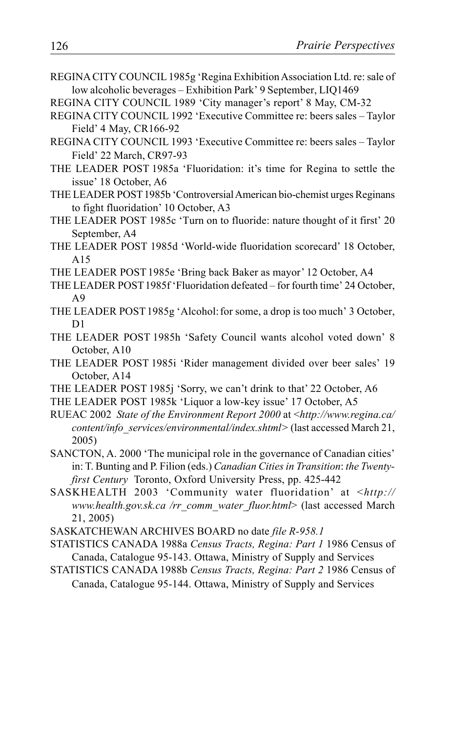REGINA CITY COUNCIL 1985g 'Regina Exhibition Association Ltd. re: sale of low alcoholic beverages – Exhibition Park' 9 September, LIQ1469

REGINA CITY COUNCIL 1989 'City manager's report' 8 May, CM-32

REGINA CITY COUNCIL 1992 'Executive Committee re: beers sales – Taylor Field' 4 May, CR166-92

REGINA CITY COUNCIL 1993 'Executive Committee re: beers sales – Taylor Field' 22 March, CR97-93

THE LEADER POST 1985a 'Fluoridation: it's time for Regina to settle the issue' 18 October, A6

THE LEADER POST 1985b 'Controversial American bio-chemist urges Reginans to fight fluoridation' 10 October, A3

THE LEADER POST 1985c 'Turn on to fluoride: nature thought of it first' 20 September, A4

THE LEADER POST 1985d 'World-wide fluoridation scorecard' 18 October, A15

THE LEADER POST 1985e 'Bring back Baker as mayor' 12 October, A4

THE LEADER POST 1985f 'Fluoridation defeated – for fourth time' 24 October, A9

THE LEADER POST 1985g 'Alcohol: for some, a drop is too much' 3 October, D1

THE LEADER POST 1985h 'Safety Council wants alcohol voted down' 8 October, A10

THE LEADER POST 1985i 'Rider management divided over beer sales' 19 October, A14

THE LEADER POST 1985j 'Sorry, we can't drink to that' 22 October, A6

THE LEADER POST 1985k 'Liquor a low-key issue' 17 October, A5

RUEAC 2002 *State of the Environment Report 2000* at <*http://www.regina.ca/content/info_services/environmental/index.shtml*> (last accessed March 21, 2005)

SANCTON, A. 2000 'The municipal role in the governance of Canadian cities' in: T. Bunting and P. Filion (eds.) *Canadian Cities in Transition*: *the Twenty-first Century* Toronto, Oxford University Press, pp. 425-442

SASKHEALTH 2003 'Community water fluoridation' at <*http://www.health.gov.sk.ca /rr_comm_water_fluor.html*> (last accessed March 21, 2005)

SASKATCHEWAN ARCHIVES BOARD no date *file R-958.1*

STATISTICS CANADA 1988a *Census Tracts, Regina: Part 1* 1986 Census of Canada, Catalogue 95-143. Ottawa, Ministry of Supply and Services

STATISTICS CANADA 1988b *Census Tracts, Regina: Part 2* 1986 Census of Canada, Catalogue 95-144. Ottawa, Ministry of Supply and Services